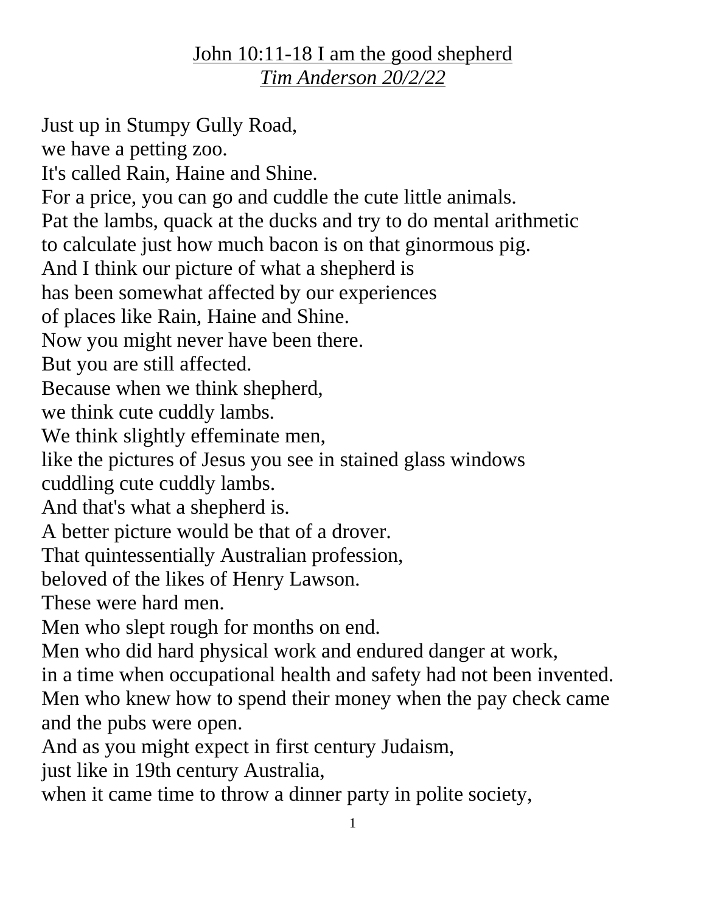<u>John 10:11-18 I am the good shepherd</u>

<u>*Tim Anderson 20/2/22*</u>

Just up in Stumpy Gully Road,
we have a petting zoo.
It's called Rain, Haine and Shine.
For a price, you can go and cuddle the cute little animals.
Pat the lambs, quack at the ducks and try to do mental arithmetic
to calculate just how much bacon is on that ginormous pig.
And I think our picture of what a shepherd is
has been somewhat affected by our experiences
of places like Rain, Haine and Shine.
Now you might never have been there.
But you are still affected.
Because when we think shepherd,
we think cute cuddly lambs.
We think slightly effeminate men,
like the pictures of Jesus you see in stained glass windows
cuddling cute cuddly lambs.
And that's what a shepherd is.
A better picture would be that of a drover.
That quintessentially Australian profession,
beloved of the likes of Henry Lawson.
These were hard men.
Men who slept rough for months on end.
Men who did hard physical work and endured danger at work,
in a time when occupational health and safety had not been invented.
Men who knew how to spend their money when the pay check came
and the pubs were open.
And as you might expect in first century Judaism,
just like in 19th century Australia,
when it came time to throw a dinner party in polite society,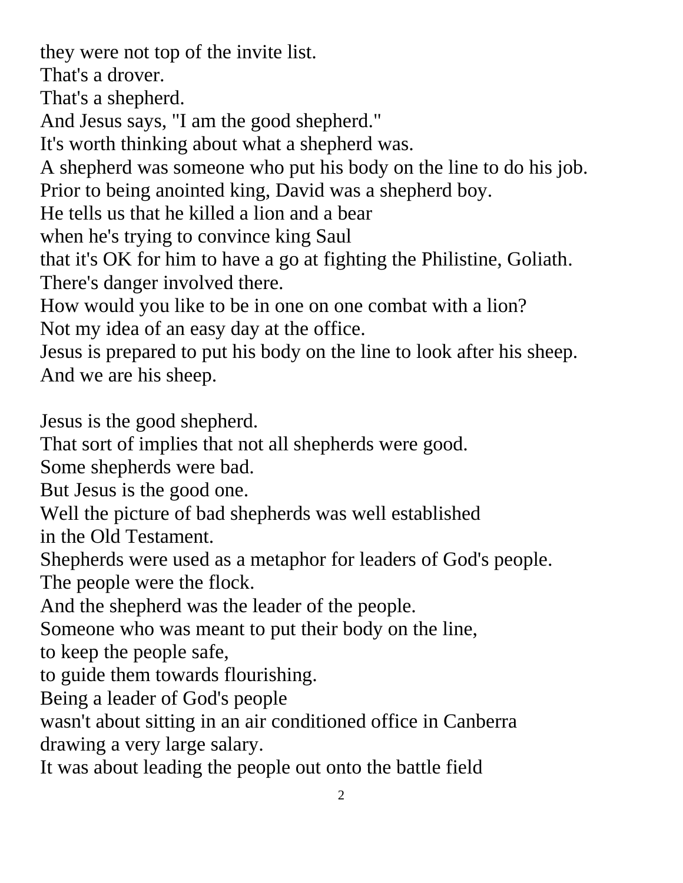they were not top of the invite list.
That's a drover.
That's a shepherd.
And Jesus says, "I am the good shepherd."
It's worth thinking about what a shepherd was.
A shepherd was someone who put his body on the line to do his job.
Prior to being anointed king, David was a shepherd boy.
He tells us that he killed a lion and a bear
when he's trying to convince king Saul
that it's OK for him to have a go at fighting the Philistine, Goliath.
There's danger involved there.
How would you like to be in one on one combat with a lion?
Not my idea of an easy day at the office.
Jesus is prepared to put his body on the line to look after his sheep.
And we are his sheep.

Jesus is the good shepherd.
That sort of implies that not all shepherds were good.
Some shepherds were bad.
But Jesus is the good one.
Well the picture of bad shepherds was well established
in the Old Testament.
Shepherds were used as a metaphor for leaders of God's people.
The people were the flock.
And the shepherd was the leader of the people.
Someone who was meant to put their body on the line,
to keep the people safe,
to guide them towards flourishing.
Being a leader of God's people
wasn't about sitting in an air conditioned office in Canberra
drawing a very large salary.
It was about leading the people out onto the battle field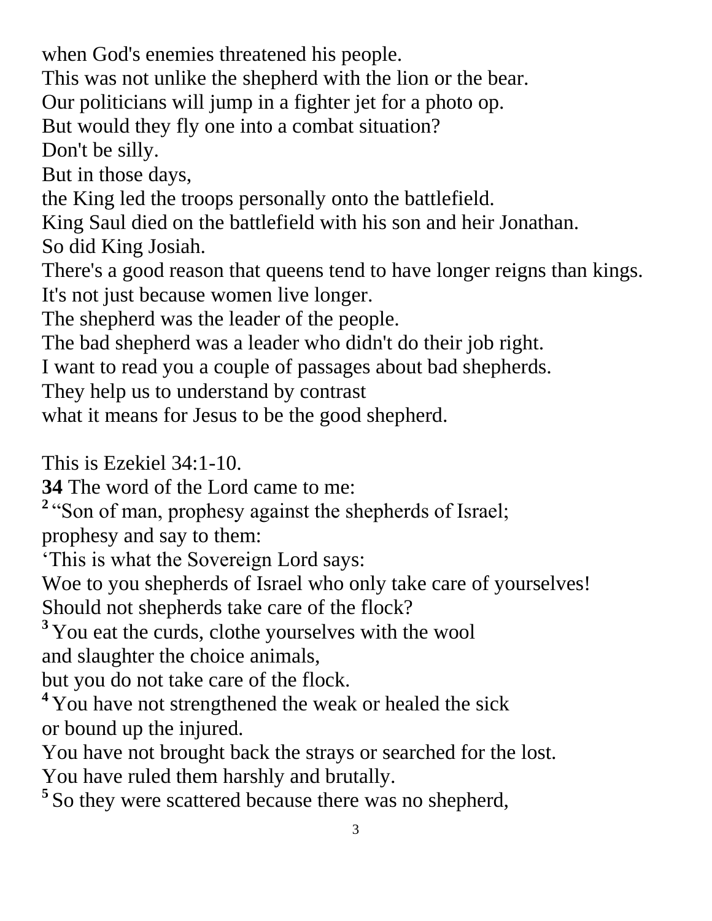when God's enemies threatened his people.
This was not unlike the shepherd with the lion or the bear.
Our politicians will jump in a fighter jet for a photo op.
But would they fly one into a combat situation?
Don't be silly.
But in those days,
the King led the troops personally onto the battlefield.
King Saul died on the battlefield with his son and heir Jonathan.
So did King Josiah.
There's a good reason that queens tend to have longer reigns than kings.
It's not just because women live longer.
The shepherd was the leader of the people.
The bad shepherd was a leader who didn't do their job right.
I want to read you a couple of passages about bad shepherds.
They help us to understand by contrast
what it means for Jesus to be the good shepherd.

This is Ezekiel 34:1-10.
**34** The word of the Lord came to me:
**2** "Son of man, prophesy against the shepherds of Israel;
prophesy and say to them:
'This is what the Sovereign Lord says:
Woe to you shepherds of Israel who only take care of yourselves!
Should not shepherds take care of the flock?
**3** You eat the curds, clothe yourselves with the wool
and slaughter the choice animals,
but you do not take care of the flock.
**4** You have not strengthened the weak or healed the sick
or bound up the injured.
You have not brought back the strays or searched for the lost.
You have ruled them harshly and brutally.
**5** So they were scattered because there was no shepherd,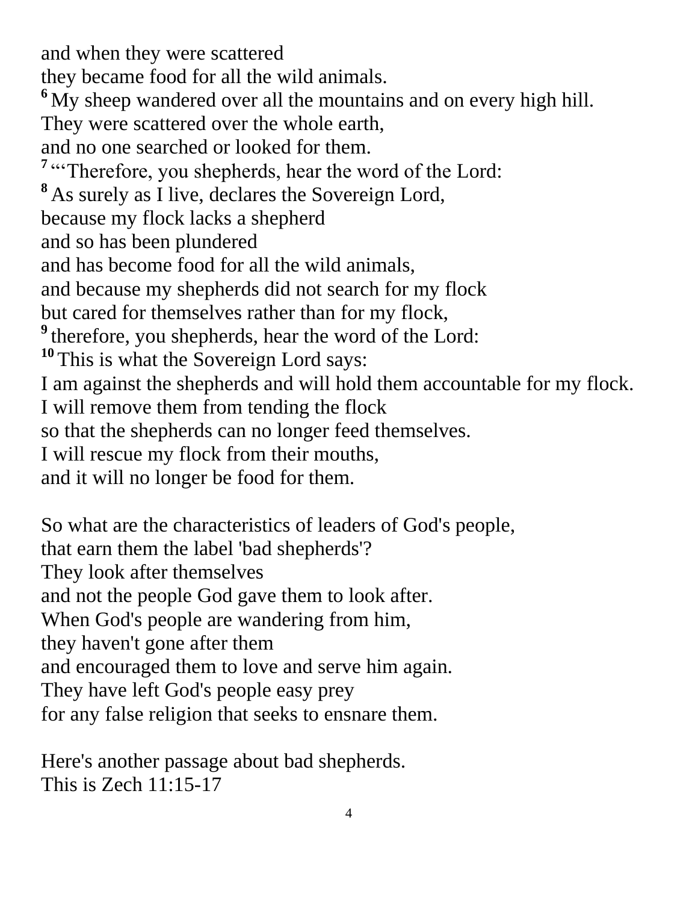and when they were scattered
they became food for all the wild animals.
[6] My sheep wandered over all the mountains and on every high hill.
They were scattered over the whole earth,
and no one searched or looked for them.
[7] "'Therefore, you shepherds, hear the word of the Lord:
[8] As surely as I live, declares the Sovereign Lord,
because my flock lacks a shepherd
and so has been plundered
and has become food for all the wild animals,
and because my shepherds did not search for my flock
but cared for themselves rather than for my flock,
[9] therefore, you shepherds, hear the word of the Lord:
[10] This is what the Sovereign Lord says:
I am against the shepherds and will hold them accountable for my flock.
I will remove them from tending the flock
so that the shepherds can no longer feed themselves.
I will rescue my flock from their mouths,
and it will no longer be food for them.

So what are the characteristics of leaders of God's people,
that earn them the label 'bad shepherds'?
They look after themselves
and not the people God gave them to look after.
When God's people are wandering from him,
they haven't gone after them
and encouraged them to love and serve him again.
They have left God's people easy prey
for any false religion that seeks to ensnare them.

Here's another passage about bad shepherds.
This is Zech 11:15-17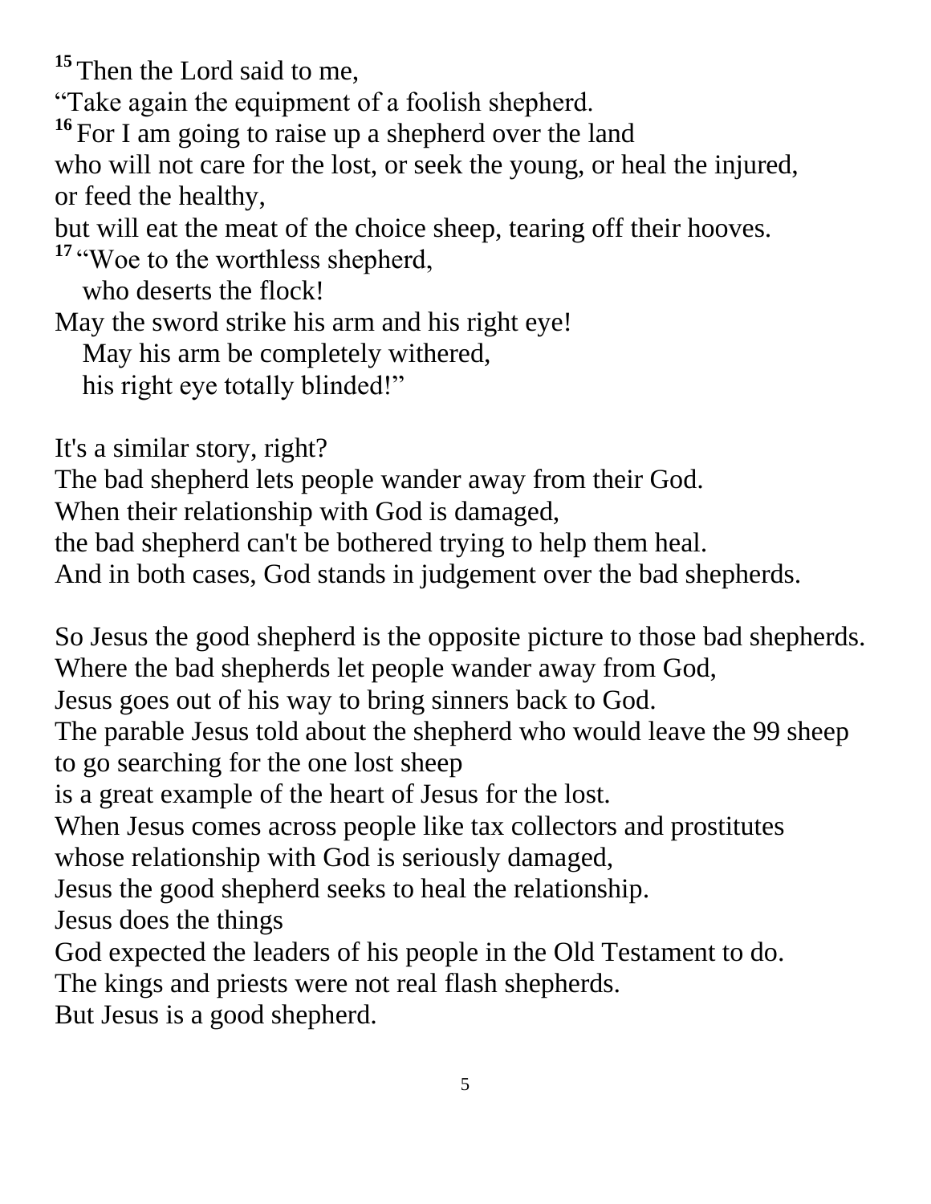[15] Then the Lord said to me,
"Take again the equipment of a foolish shepherd.
[16] For I am going to raise up a shepherd over the land
who will not care for the lost, or seek the young, or heal the injured,
or feed the healthy,
but will eat the meat of the choice sheep, tearing off their hooves.
[17] "Woe to the worthless shepherd,
 who deserts the flock!
May the sword strike his arm and his right eye!
 May his arm be completely withered,
 his right eye totally blinded!"

It's a similar story, right?
The bad shepherd lets people wander away from their God.
When their relationship with God is damaged,
the bad shepherd can't be bothered trying to help them heal.
And in both cases, God stands in judgement over the bad shepherds.

So Jesus the good shepherd is the opposite picture to those bad shepherds.
Where the bad shepherds let people wander away from God,
Jesus goes out of his way to bring sinners back to God.
The parable Jesus told about the shepherd who would leave the 99 sheep
to go searching for the one lost sheep
is a great example of the heart of Jesus for the lost.
When Jesus comes across people like tax collectors and prostitutes
whose relationship with God is seriously damaged,
Jesus the good shepherd seeks to heal the relationship.
Jesus does the things
God expected the leaders of his people in the Old Testament to do.
The kings and priests were not real flash shepherds.
But Jesus is a good shepherd.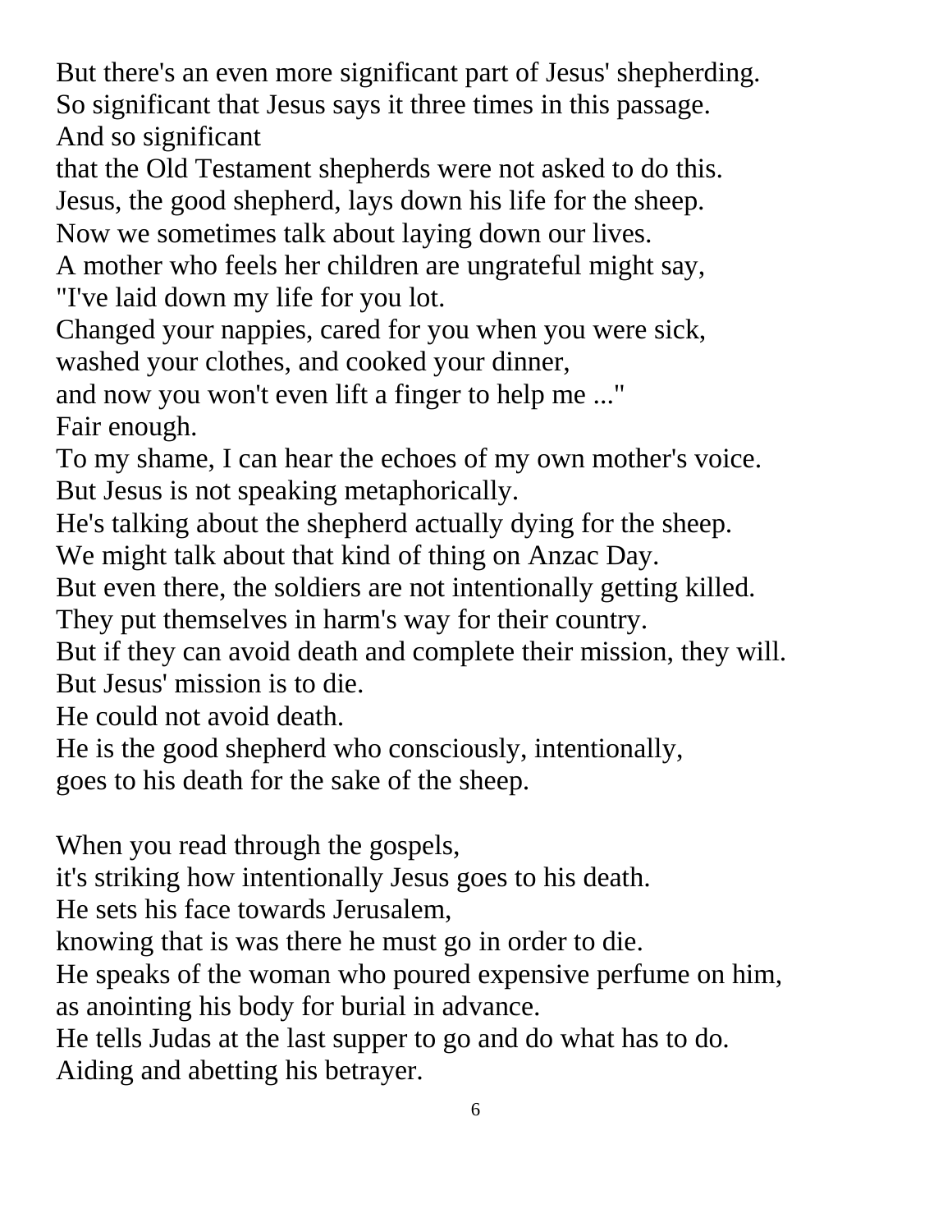But there's an even more significant part of Jesus' shepherding.
So significant that Jesus says it three times in this passage.
And so significant
that the Old Testament shepherds were not asked to do this.
Jesus, the good shepherd, lays down his life for the sheep.
Now we sometimes talk about laying down our lives.
A mother who feels her children are ungrateful might say,
"I've laid down my life for you lot.
Changed your nappies, cared for you when you were sick,
washed your clothes, and cooked your dinner,
and now you won't even lift a finger to help me ..."
Fair enough.
To my shame, I can hear the echoes of my own mother's voice.
But Jesus is not speaking metaphorically.
He's talking about the shepherd actually dying for the sheep.
We might talk about that kind of thing on Anzac Day.
But even there, the soldiers are not intentionally getting killed.
They put themselves in harm's way for their country.
But if they can avoid death and complete their mission, they will.
But Jesus' mission is to die.
He could not avoid death.
He is the good shepherd who consciously, intentionally,
goes to his death for the sake of the sheep.

When you read through the gospels,
it's striking how intentionally Jesus goes to his death.
He sets his face towards Jerusalem,
knowing that is was there he must go in order to die.
He speaks of the woman who poured expensive perfume on him,
as anointing his body for burial in advance.
He tells Judas at the last supper to go and do what has to do.
Aiding and abetting his betrayer.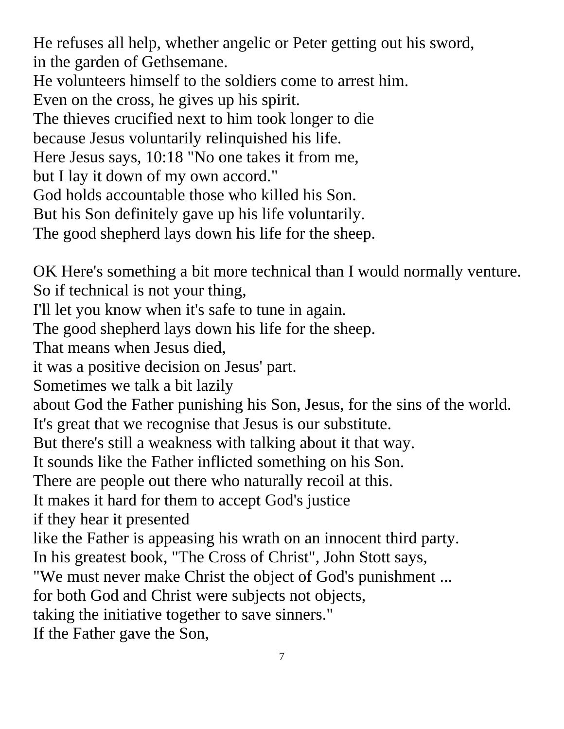He refuses all help, whether angelic or Peter getting out his sword,
in the garden of Gethsemane.
He volunteers himself to the soldiers come to arrest him.
Even on the cross, he gives up his spirit.
The thieves crucified next to him took longer to die
because Jesus voluntarily relinquished his life.
Here Jesus says, 10:18 "No one takes it from me,
but I lay it down of my own accord."
God holds accountable those who killed his Son.
But his Son definitely gave up his life voluntarily.
The good shepherd lays down his life for the sheep.

OK Here's something a bit more technical than I would normally venture.
So if technical is not your thing,
I'll let you know when it's safe to tune in again.
The good shepherd lays down his life for the sheep.
That means when Jesus died,
it was a positive decision on Jesus' part.
Sometimes we talk a bit lazily
about God the Father punishing his Son, Jesus, for the sins of the world.
It's great that we recognise that Jesus is our substitute.
But there's still a weakness with talking about it that way.
It sounds like the Father inflicted something on his Son.
There are people out there who naturally recoil at this.
It makes it hard for them to accept God's justice
if they hear it presented
like the Father is appeasing his wrath on an innocent third party.
In his greatest book, "The Cross of Christ", John Stott says,
"We must never make Christ the object of God's punishment ...
for both God and Christ were subjects not objects,
taking the initiative together to save sinners."
If the Father gave the Son,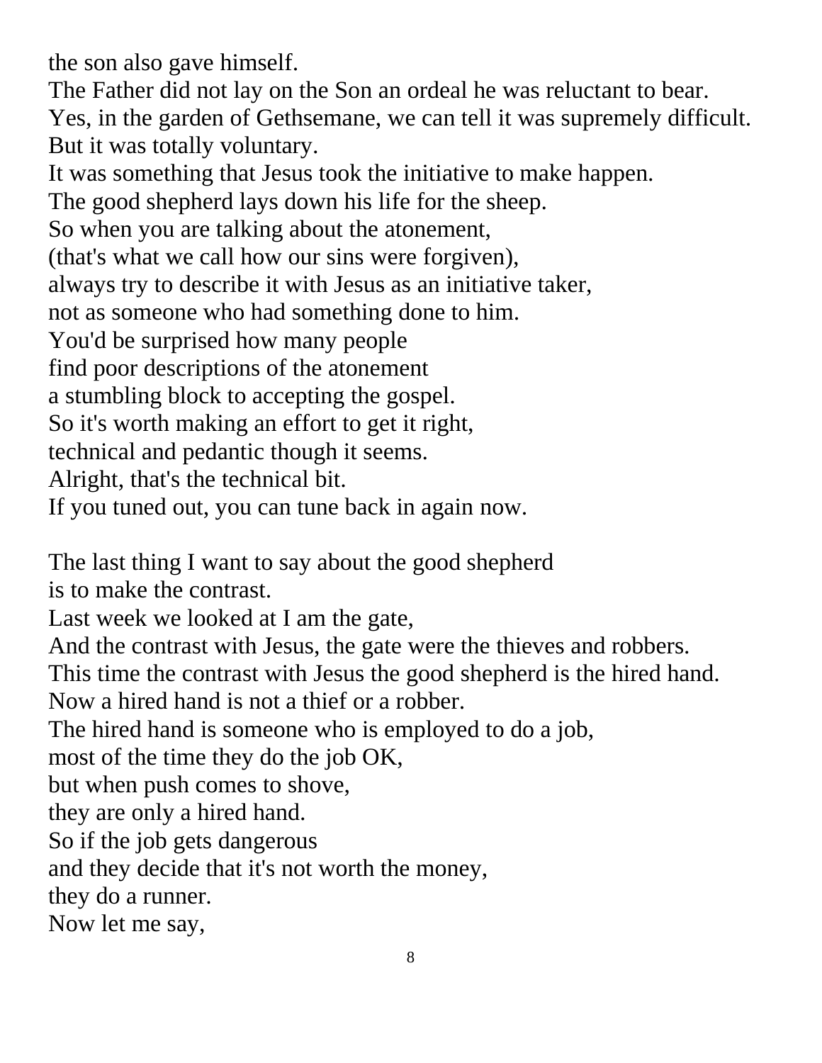the son also gave himself.
The Father did not lay on the Son an ordeal he was reluctant to bear.
Yes, in the garden of Gethsemane, we can tell it was supremely difficult.
But it was totally voluntary.
It was something that Jesus took the initiative to make happen.
The good shepherd lays down his life for the sheep.
So when you are talking about the atonement,
(that's what we call how our sins were forgiven),
always try to describe it with Jesus as an initiative taker,
not as someone who had something done to him.
You'd be surprised how many people
find poor descriptions of the atonement
a stumbling block to accepting the gospel.
So it's worth making an effort to get it right,
technical and pedantic though it seems.
Alright, that's the technical bit.
If you tuned out, you can tune back in again now.

The last thing I want to say about the good shepherd
is to make the contrast.
Last week we looked at I am the gate,
And the contrast with Jesus, the gate were the thieves and robbers.
This time the contrast with Jesus the good shepherd is the hired hand.
Now a hired hand is not a thief or a robber.
The hired hand is someone who is employed to do a job,
most of the time they do the job OK,
but when push comes to shove,
they are only a hired hand.
So if the job gets dangerous
and they decide that it's not worth the money,
they do a runner.
Now let me say,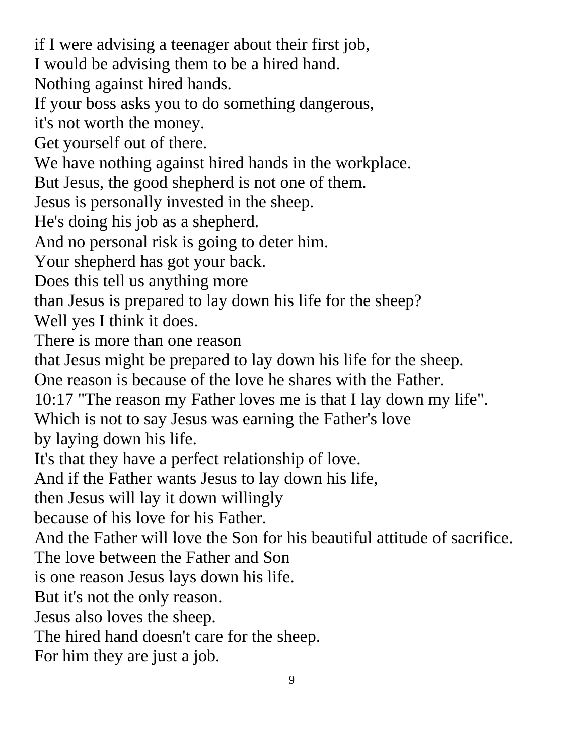if I were advising a teenager about their first job,
I would be advising them to be a hired hand.
Nothing against hired hands.
If your boss asks you to do something dangerous,
it's not worth the money.
Get yourself out of there.
We have nothing against hired hands in the workplace.
But Jesus, the good shepherd is not one of them.
Jesus is personally invested in the sheep.
He's doing his job as a shepherd.
And no personal risk is going to deter him.
Your shepherd has got your back.
Does this tell us anything more
than Jesus is prepared to lay down his life for the sheep?
Well yes I think it does.
There is more than one reason
that Jesus might be prepared to lay down his life for the sheep.
One reason is because of the love he shares with the Father.
10:17 "The reason my Father loves me is that I lay down my life".
Which is not to say Jesus was earning the Father's love
by laying down his life.
It's that they have a perfect relationship of love.
And if the Father wants Jesus to lay down his life,
then Jesus will lay it down willingly
because of his love for his Father.
And the Father will love the Son for his beautiful attitude of sacrifice.
The love between the Father and Son
is one reason Jesus lays down his life.
But it's not the only reason.
Jesus also loves the sheep.
The hired hand doesn't care for the sheep.
For him they are just a job.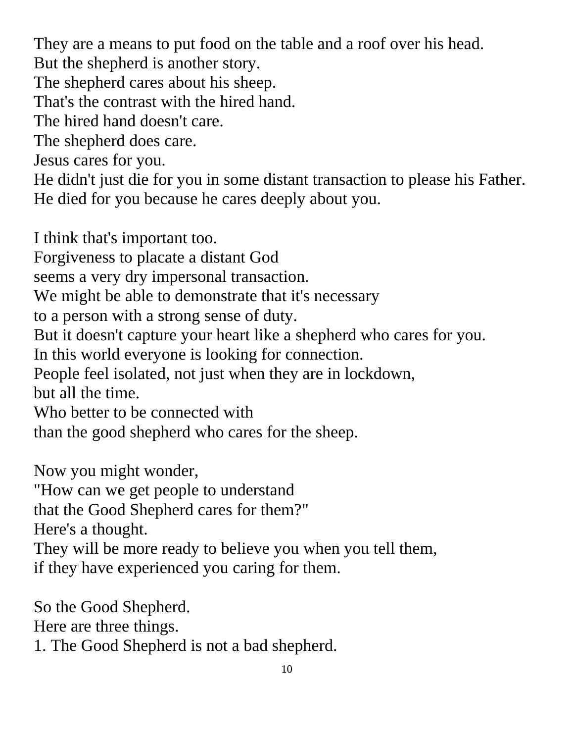They are a means to put food on the table and a roof over his head.
But the shepherd is another story.
The shepherd cares about his sheep.
That's the contrast with the hired hand.
The hired hand doesn't care.
The shepherd does care.
Jesus cares for you.
He didn't just die for you in some distant transaction to please his Father.
He died for you because he cares deeply about you.

I think that's important too.
Forgiveness to placate a distant God
seems a very dry impersonal transaction.
We might be able to demonstrate that it's necessary
to a person with a strong sense of duty.
But it doesn't capture your heart like a shepherd who cares for you.
In this world everyone is looking for connection.
People feel isolated, not just when they are in lockdown,
but all the time.
Who better to be connected with
than the good shepherd who cares for the sheep.

Now you might wonder,
"How can we get people to understand
that the Good Shepherd cares for them?"
Here's a thought.
They will be more ready to believe you when you tell them,
if they have experienced you caring for them.

So the Good Shepherd.
Here are three things.
1. The Good Shepherd is not a bad shepherd.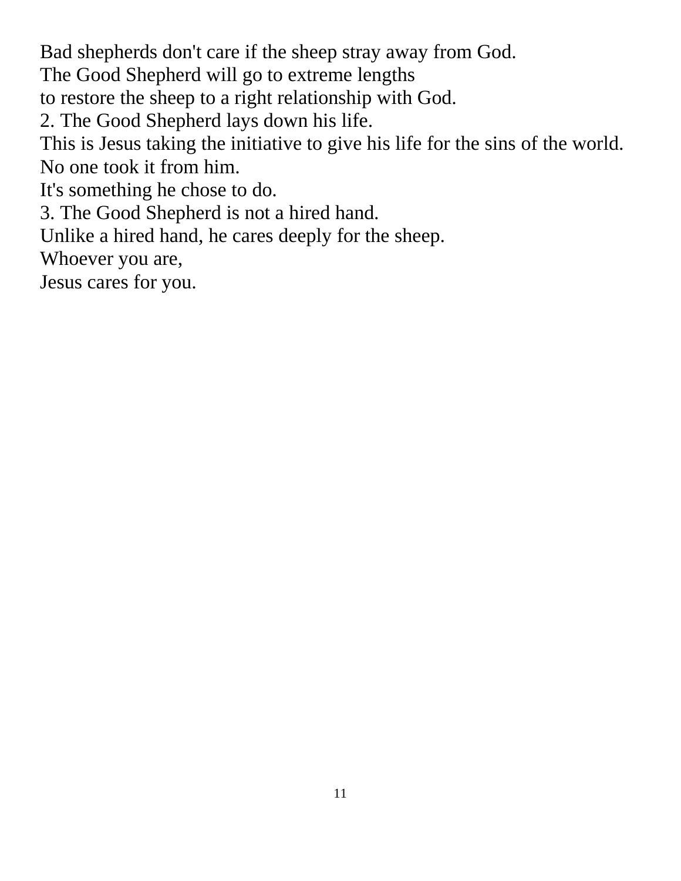Bad shepherds don't care if the sheep stray away from God.
The Good Shepherd will go to extreme lengths
to restore the sheep to a right relationship with God.
2. The Good Shepherd lays down his life.
This is Jesus taking the initiative to give his life for the sins of the world.
No one took it from him.
It's something he chose to do.
3. The Good Shepherd is not a hired hand.
Unlike a hired hand, he cares deeply for the sheep.
Whoever you are,
Jesus cares for you.